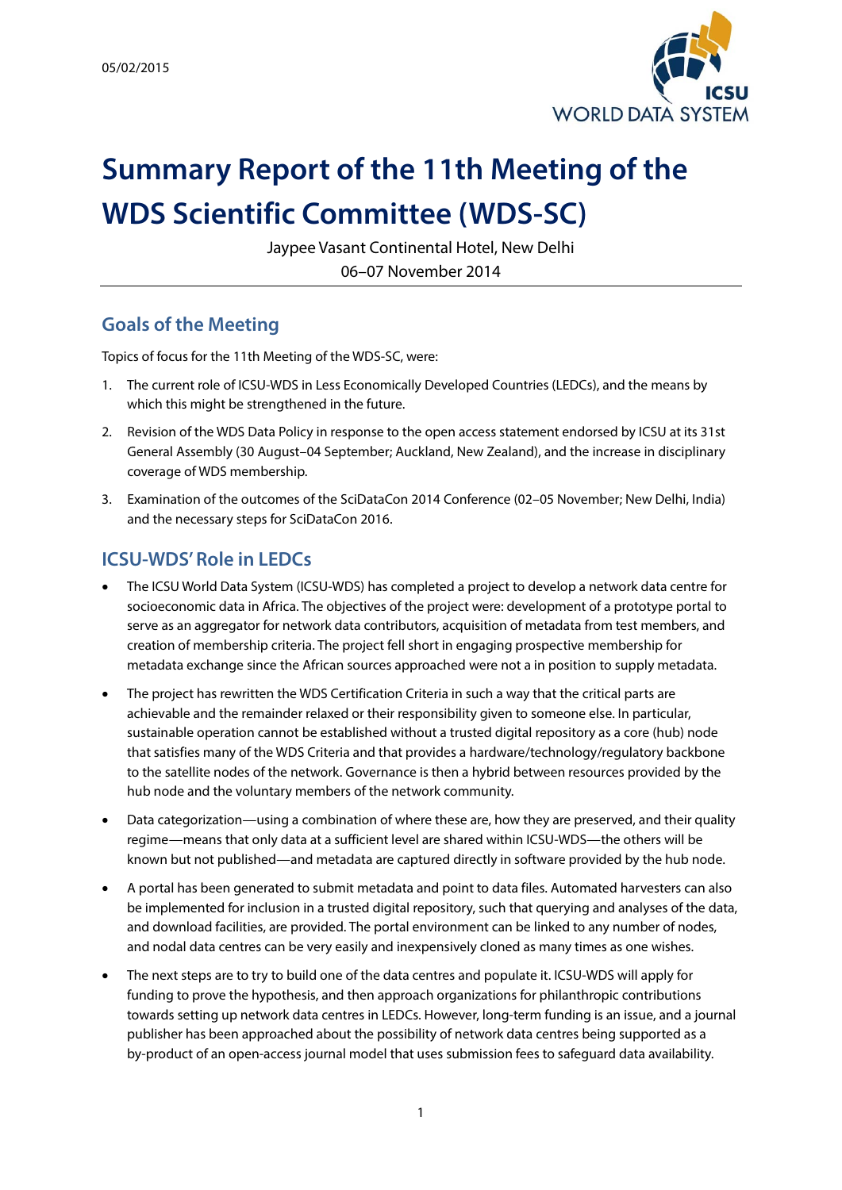05/02/2015

# Summary Report of the 11th Meeting of the WDS Scientific Committee (WDS-SC)

Jaypee Vasant Continental Hotel, New Delhi

06–07 November 2014

## Goals of the Meeting

Topics of focus for the 11th Meeting of the WDS-SC, were:

1. The current role of ICSU-WDS in Less Economically Developed Countries (LEDCs), and the means by which this might be strengthened in the future.
2. Revision of the WDS Data Policy in response to the open access statement endorsed by ICSU at its 31st General Assembly (30 August–04 September; Auckland, New Zealand), and the increase in disciplinary coverage of WDS membership.
3. Examination of the outcomes of the SciDataCon 2014 Conference (02–05 November; New Delhi, India) and the necessary steps for SciDataCon 2016.

## ICSU-WDS' Role in LEDCs

- The ICSU World Data System (ICSU-WDS) has completed a project to develop a network data centre for socioeconomic data in Africa. The objectives of the project were: development of a prototype portal to serve as an aggregator for network data contributors, acquisition of metadata from test members, and creation of membership criteria. The project fell short in engaging prospective membership for metadata exchange since the African sources approached were not a in position to supply metadata.
- The project has rewritten the WDS Certification Criteria in such a way that the critical parts are achievable and the remainder relaxed or their responsibility given to someone else. In particular, sustainable operation cannot be established without a trusted digital repository as a core (hub) node that satisfies many of the WDS Criteria and that provides a hardware/technology/regulatory backbone to the satellite nodes of the network. Governance is then a hybrid between resources provided by the hub node and the voluntary members of the network community.
- Data categorization—using a combination of where these are, how they are preserved, and their quality regime—means that only data at a sufficient level are shared within ICSU-WDS—the others will be known but not published—and metadata are captured directly in software provided by the hub node.
- A portal has been generated to submit metadata and point to data files. Automated harvesters can also be implemented for inclusion in a trusted digital repository, such that querying and analyses of the data, and download facilities, are provided. The portal environment can be linked to any number of nodes, and nodal data centres can be very easily and inexpensively cloned as many times as one wishes.
- The next steps are to try to build one of the data centres and populate it. ICSU-WDS will apply for funding to prove the hypothesis, and then approach organizations for philanthropic contributions towards setting up network data centres in LEDCs. However, long-term funding is an issue, and a journal publisher has been approached about the possibility of network data centres being supported as a by-product of an open-access journal model that uses submission fees to safeguard data availability.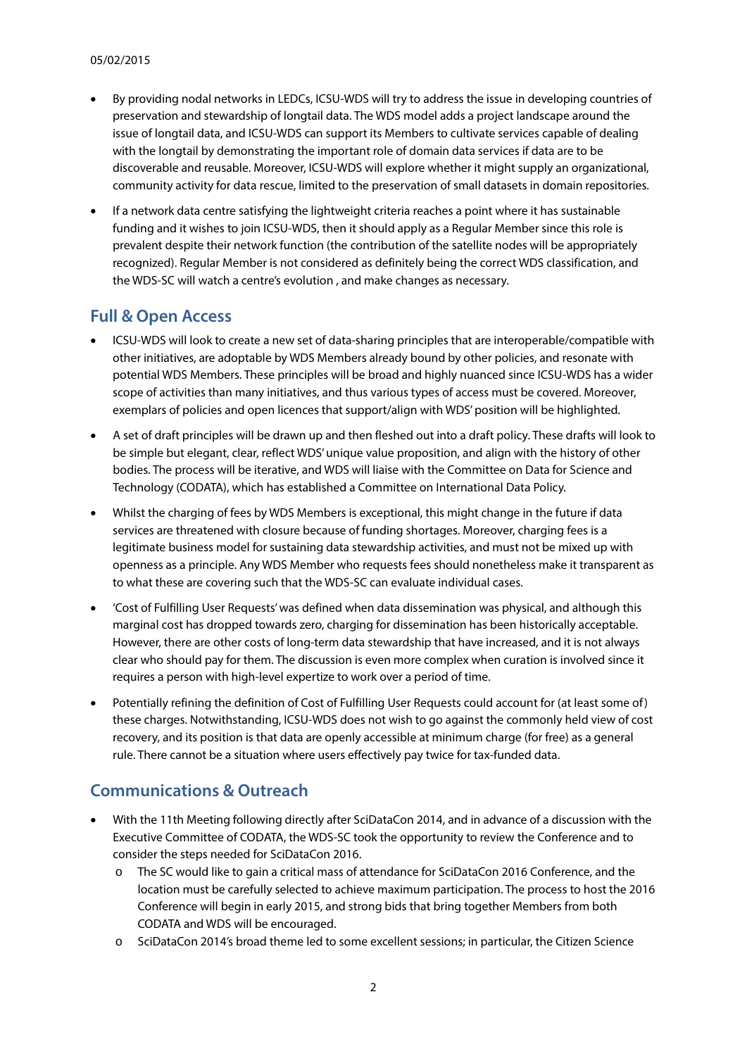- By providing nodal networks in LEDCs, ICSU-WDS will try to address the issue in developing countries of preservation and stewardship of longtail data. The WDS model adds a project landscape around the issue of longtail data, and ICSU-WDS can support its Members to cultivate services capable of dealing with the longtail by demonstrating the important role of domain data services if data are to be discoverable and reusable. Moreover, ICSU-WDS will explore whether it might supply an organizational, community activity for data rescue, limited to the preservation of small datasets in domain repositories.
- If a network data centre satisfying the lightweight criteria reaches a point where it has sustainable funding and it wishes to join ICSU-WDS, then it should apply as a Regular Member since this role is prevalent despite their network function (the contribution of the satellite nodes will be appropriately recognized). Regular Member is not considered as definitely being the correct WDS classification, and the WDS-SC will watch a centre's evolution , and make changes as necessary.

## Full & Open Access

- ICSU-WDS will look to create a new set of data-sharing principles that are interoperable/compatible with other initiatives, are adoptable by WDS Members already bound by other policies, and resonate with potential WDS Members. These principles will be broad and highly nuanced since ICSU-WDS has a wider scope of activities than many initiatives, and thus various types of access must be covered. Moreover, exemplars of policies and open licences that support/align with WDS' position will be highlighted.
- A set of draft principles will be drawn up and then fleshed out into a draft policy. These drafts will look to be simple but elegant, clear, reflect WDS' unique value proposition, and align with the history of other bodies. The process will be iterative, and WDS will liaise with the Committee on Data for Science and Technology (CODATA), which has established a Committee on International Data Policy.
- Whilst the charging of fees by WDS Members is exceptional, this might change in the future if data services are threatened with closure because of funding shortages. Moreover, charging fees is a legitimate business model for sustaining data stewardship activities, and must not be mixed up with openness as a principle. Any WDS Member who requests fees should nonetheless make it transparent as to what these are covering such that the WDS-SC can evaluate individual cases.
- 'Cost of Fulfilling User Requests' was defined when data dissemination was physical, and although this marginal cost has dropped towards zero, charging for dissemination has been historically acceptable. However, there are other costs of long-term data stewardship that have increased, and it is not always clear who should pay for them. The discussion is even more complex when curation is involved since it requires a person with high-level expertize to work over a period of time.
- Potentially refining the definition of Cost of Fulfilling User Requests could account for (at least some of) these charges. Notwithstanding, ICSU-WDS does not wish to go against the commonly held view of cost recovery, and its position is that data are openly accessible at minimum charge (for free) as a general rule. There cannot be a situation where users effectively pay twice for tax-funded data.

## Communications & Outreach

- With the 11th Meeting following directly after SciDataCon 2014, and in advance of a discussion with the Executive Committee of CODATA, the WDS-SC took the opportunity to review the Conference and to consider the steps needed for SciDataCon 2016.
  - The SC would like to gain a critical mass of attendance for SciDataCon 2016 Conference, and the location must be carefully selected to achieve maximum participation. The process to host the 2016 Conference will begin in early 2015, and strong bids that bring together Members from both CODATA and WDS will be encouraged.
  - SciDataCon 2014's broad theme led to some excellent sessions; in particular, the Citizen Science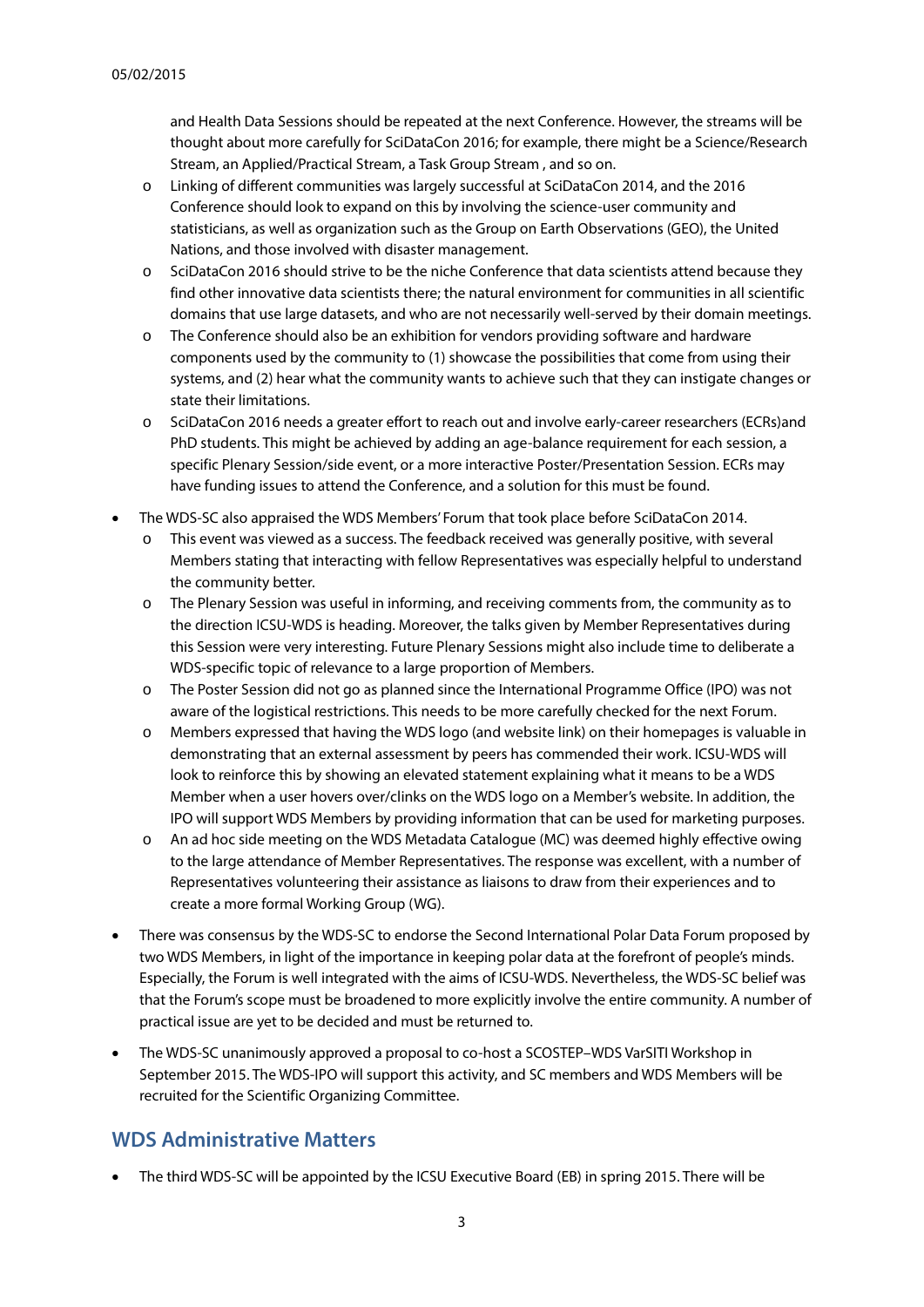and Health Data Sessions should be repeated at the next Conference. However, the streams will be thought about more carefully for SciDataCon 2016; for example, there might be a Science/Research Stream, an Applied/Practical Stream, a Task Group Stream , and so on.

- Linking of different communities was largely successful at SciDataCon 2014, and the 2016 Conference should look to expand on this by involving the science-user community and statisticians, as well as organization such as the Group on Earth Observations (GEO), the United Nations, and those involved with disaster management.
- SciDataCon 2016 should strive to be the niche Conference that data scientists attend because they find other innovative data scientists there; the natural environment for communities in all scientific domains that use large datasets, and who are not necessarily well-served by their domain meetings.
- The Conference should also be an exhibition for vendors providing software and hardware components used by the community to (1) showcase the possibilities that come from using their systems, and (2) hear what the community wants to achieve such that they can instigate changes or state their limitations.
- SciDataCon 2016 needs a greater effort to reach out and involve early-career researchers (ECRs)and PhD students. This might be achieved by adding an age-balance requirement for each session, a specific Plenary Session/side event, or a more interactive Poster/Presentation Session. ECRs may have funding issues to attend the Conference, and a solution for this must be found.

- The WDS-SC also appraised the WDS Members' Forum that took place before SciDataCon 2014.
  - This event was viewed as a success. The feedback received was generally positive, with several Members stating that interacting with fellow Representatives was especially helpful to understand the community better.
  - The Plenary Session was useful in informing, and receiving comments from, the community as to the direction ICSU-WDS is heading. Moreover, the talks given by Member Representatives during this Session were very interesting. Future Plenary Sessions might also include time to deliberate a WDS-specific topic of relevance to a large proportion of Members.
  - The Poster Session did not go as planned since the International Programme Office (IPO) was not aware of the logistical restrictions. This needs to be more carefully checked for the next Forum.
  - Members expressed that having the WDS logo (and website link) on their homepages is valuable in demonstrating that an external assessment by peers has commended their work. ICSU-WDS will look to reinforce this by showing an elevated statement explaining what it means to be a WDS Member when a user hovers over/clinks on the WDS logo on a Member's website. In addition, the IPO will support WDS Members by providing information that can be used for marketing purposes.
  - An ad hoc side meeting on the WDS Metadata Catalogue (MC) was deemed highly effective owing to the large attendance of Member Representatives. The response was excellent, with a number of Representatives volunteering their assistance as liaisons to draw from their experiences and to create a more formal Working Group (WG).
- There was consensus by the WDS-SC to endorse the Second International Polar Data Forum proposed by two WDS Members, in light of the importance in keeping polar data at the forefront of people's minds. Especially, the Forum is well integrated with the aims of ICSU-WDS. Nevertheless, the WDS-SC belief was that the Forum's scope must be broadened to more explicitly involve the entire community. A number of practical issue are yet to be decided and must be returned to.
- The WDS-SC unanimously approved a proposal to co-host a SCOSTEP–WDS VarSITI Workshop in September 2015. The WDS-IPO will support this activity, and SC members and WDS Members will be recruited for the Scientific Organizing Committee.

## WDS Administrative Matters

- The third WDS-SC will be appointed by the ICSU Executive Board (EB) in spring 2015. There will be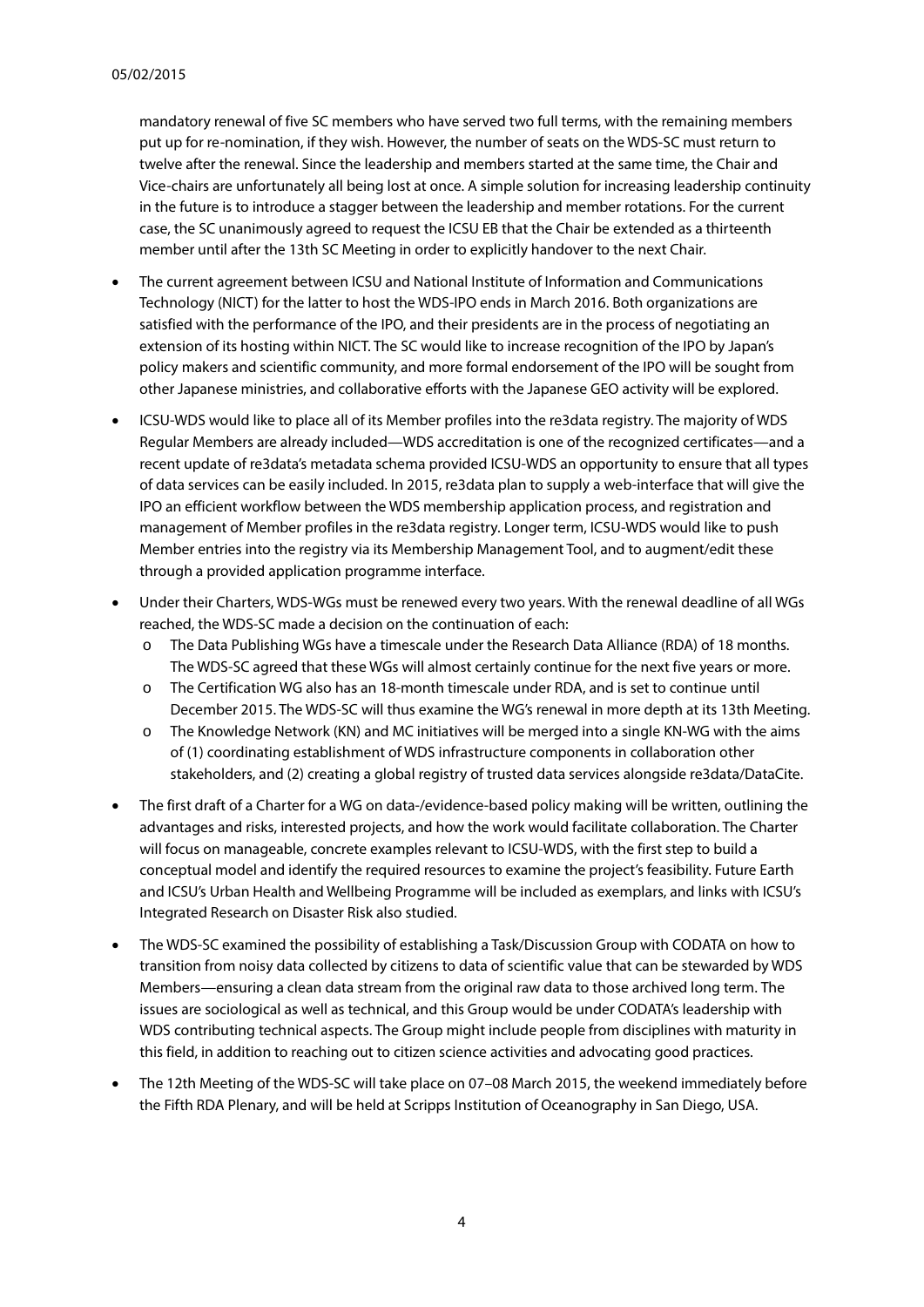mandatory renewal of five SC members who have served two full terms, with the remaining members put up for re-nomination, if they wish. However, the number of seats on the WDS-SC must return to twelve after the renewal. Since the leadership and members started at the same time, the Chair and Vice-chairs are unfortunately all being lost at once. A simple solution for increasing leadership continuity in the future is to introduce a stagger between the leadership and member rotations. For the current case, the SC unanimously agreed to request the ICSU EB that the Chair be extended as a thirteenth member until after the 13th SC Meeting in order to explicitly handover to the next Chair.

- The current agreement between ICSU and National Institute of Information and Communications Technology (NICT) for the latter to host the WDS-IPO ends in March 2016. Both organizations are satisfied with the performance of the IPO, and their presidents are in the process of negotiating an extension of its hosting within NICT. The SC would like to increase recognition of the IPO by Japan's policy makers and scientific community, and more formal endorsement of the IPO will be sought from other Japanese ministries, and collaborative efforts with the Japanese GEO activity will be explored.
- ICSU-WDS would like to place all of its Member profiles into the re3data registry. The majority of WDS Regular Members are already included—WDS accreditation is one of the recognized certificates—and a recent update of re3data's metadata schema provided ICSU-WDS an opportunity to ensure that all types of data services can be easily included. In 2015, re3data plan to supply a web-interface that will give the IPO an efficient workflow between the WDS membership application process, and registration and management of Member profiles in the re3data registry. Longer term, ICSU-WDS would like to push Member entries into the registry via its Membership Management Tool, and to augment/edit these through a provided application programme interface.
- Under their Charters, WDS-WGs must be renewed every two years. With the renewal deadline of all WGs reached, the WDS-SC made a decision on the continuation of each:
  - The Data Publishing WGs have a timescale under the Research Data Alliance (RDA) of 18 months. The WDS-SC agreed that these WGs will almost certainly continue for the next five years or more.
  - The Certification WG also has an 18-month timescale under RDA, and is set to continue until December 2015. The WDS-SC will thus examine the WG's renewal in more depth at its 13th Meeting.
  - The Knowledge Network (KN) and MC initiatives will be merged into a single KN-WG with the aims of (1) coordinating establishment of WDS infrastructure components in collaboration other stakeholders, and (2) creating a global registry of trusted data services alongside re3data/DataCite.
- The first draft of a Charter for a WG on data-/evidence-based policy making will be written, outlining the advantages and risks, interested projects, and how the work would facilitate collaboration. The Charter will focus on manageable, concrete examples relevant to ICSU-WDS, with the first step to build a conceptual model and identify the required resources to examine the project's feasibility. Future Earth and ICSU's Urban Health and Wellbeing Programme will be included as exemplars, and links with ICSU's Integrated Research on Disaster Risk also studied.
- The WDS-SC examined the possibility of establishing a Task/Discussion Group with CODATA on how to transition from noisy data collected by citizens to data of scientific value that can be stewarded by WDS Members—ensuring a clean data stream from the original raw data to those archived long term. The issues are sociological as well as technical, and this Group would be under CODATA's leadership with WDS contributing technical aspects. The Group might include people from disciplines with maturity in this field, in addition to reaching out to citizen science activities and advocating good practices.
- The 12th Meeting of the WDS-SC will take place on 07–08 March 2015, the weekend immediately before the Fifth RDA Plenary, and will be held at Scripps Institution of Oceanography in San Diego, USA.